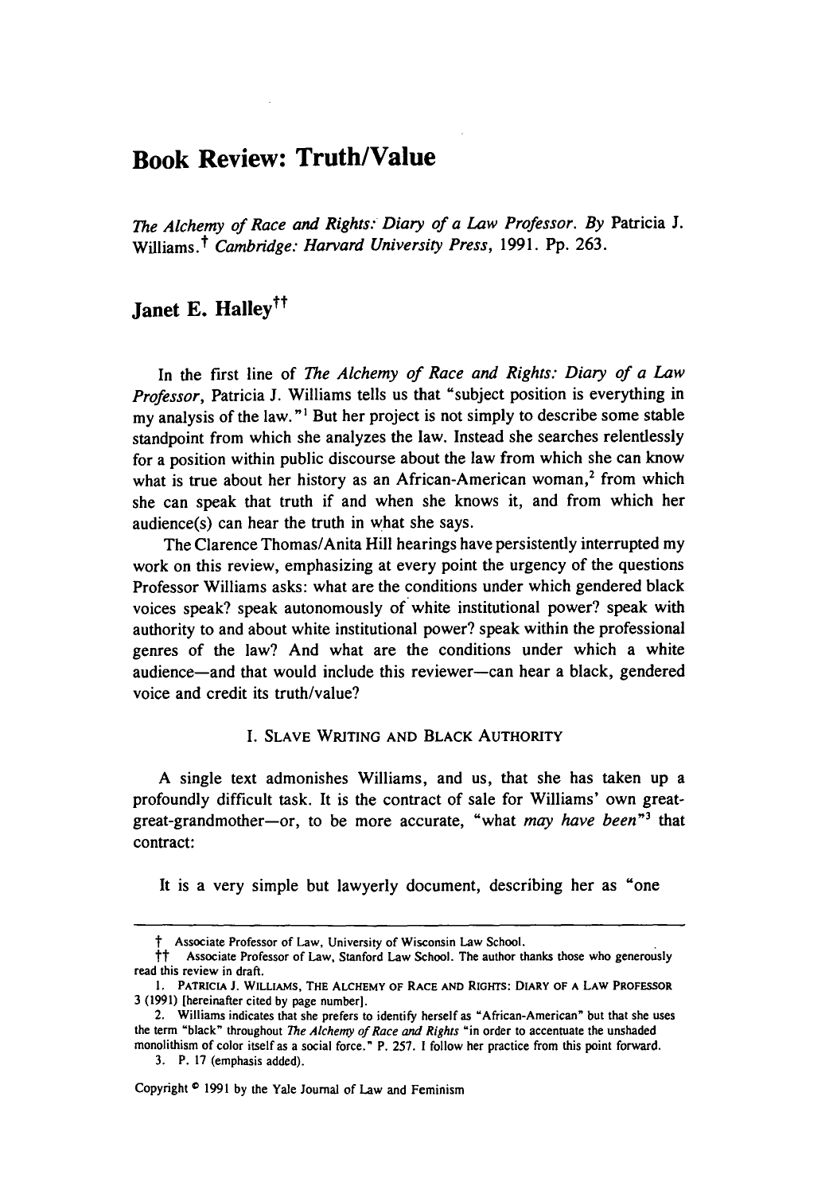# Book Review: Truth/Value

*The Alchemy of Race and Rights: Diary of a Law Professor. By* Patricia J. Williams.[†] *Cambridge: Harvard University Press,* 1991. Pp. 263.

## Janet E. Halley[††]

In the first line of *The Alchemy of Race and Rights: Diary of a Law Professor*, Patricia J. Williams tells us that "subject position is everything in my analysis of the law."[1] But her project is not simply to describe some stable standpoint from which she analyzes the law. Instead she searches relentlessly for a position within public discourse about the law from which she can know what is true about her history as an African-American woman,[2] from which she can speak that truth if and when she knows it, and from which her audience(s) can hear the truth in what she says.

The Clarence Thomas/Anita Hill hearings have persistently interrupted my work on this review, emphasizing at every point the urgency of the questions Professor Williams asks: what are the conditions under which gendered black voices speak? speak autonomously of white institutional power? speak with authority to and about white institutional power? speak within the professional genres of the law? And what are the conditions under which a white audience—and that would include this reviewer—can hear a black, gendered voice and credit its truth/value?

### I. Slave Writing and Black Authority

A single text admonishes Williams, and us, that she has taken up a profoundly difficult task. It is the contract of sale for Williams' own great-great-grandmother—or, to be more accurate, "what *may have been*"[3] that contract:

It is a very simple but lawyerly document, describing her as "one

---

† Associate Professor of Law, University of Wisconsin Law School.

†† Associate Professor of Law, Stanford Law School. The author thanks those who generously read this review in draft.

1. Patricia J. Williams, The Alchemy of Race and Rights: Diary of a Law Professor 3 (1991) [hereinafter cited by page number].

2. Williams indicates that she prefers to identify herself as "African-American" but that she uses the term "black" throughout *The Alchemy of Race and Rights* "in order to accentuate the unshaded monolithism of color itself as a social force." P. 257. I follow her practice from this point forward.

3. P. 17 (emphasis added).

Copyright © 1991 by the Yale Journal of Law and Feminism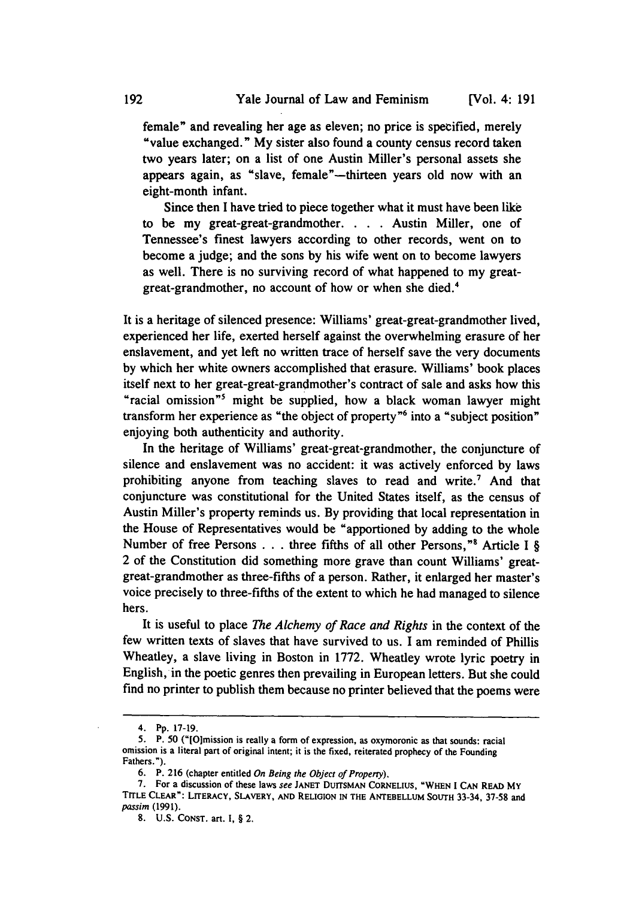female" and revealing her age as eleven; no price is specified, merely "value exchanged." My sister also found a county census record taken two years later; on a list of one Austin Miller's personal assets she appears again, as "slave, female"—thirteen years old now with an eight-month infant.

Since then I have tried to piece together what it must have been like to be my great-great-grandmother. . . . Austin Miller, one of Tennessee's finest lawyers according to other records, went on to become a judge; and the sons by his wife went on to become lawyers as well. There is no surviving record of what happened to my great-great-grandmother, no account of how or when she died.[4]

It is a heritage of silenced presence: Williams' great-great-grandmother lived, experienced her life, exerted herself against the overwhelming erasure of her enslavement, and yet left no written trace of herself save the very documents by which her white owners accomplished that erasure. Williams' book places itself next to her great-great-grandmother's contract of sale and asks how this "racial omission"[5] might be supplied, how a black woman lawyer might transform her experience as "the object of property"[6] into a "subject position" enjoying both authenticity and authority.

In the heritage of Williams' great-great-grandmother, the conjuncture of silence and enslavement was no accident: it was actively enforced by laws prohibiting anyone from teaching slaves to read and write.[7] And that conjuncture was constitutional for the United States itself, as the census of Austin Miller's property reminds us. By providing that local representation in the House of Representatives would be "apportioned by adding to the whole Number of free Persons . . . three fifths of all other Persons,"[8] Article I § 2 of the Constitution did something more grave than count Williams' great-great-grandmother as three-fifths of a person. Rather, it enlarged her master's voice precisely to three-fifths of the extent to which he had managed to silence hers.

It is useful to place *The Alchemy of Race and Rights* in the context of the few written texts of slaves that have survived to us. I am reminded of Phillis Wheatley, a slave living in Boston in 1772. Wheatley wrote lyric poetry in English, in the poetic genres then prevailing in European letters. But she could find no printer to publish them because no printer believed that the poems were

---

4. Pp. 17-19.

5. P. 50 ("[O]mission is really a form of expression, as oxymoronic as that sounds: racial omission is a literal part of original intent; it is the fixed, reiterated prophecy of the Founding Fathers.").

6. P. 216 (chapter entitled *On Being the Object of Property*).

7. For a discussion of these laws *see* JANET DUITSMAN CORNELIUS, "WHEN I CAN READ MY TITLE CLEAR": LITERACY, SLAVERY, AND RELIGION IN THE ANTEBELLUM SOUTH 33-34, 37-58 and *passim* (1991).

8. U.S. CONST. art. I, § 2.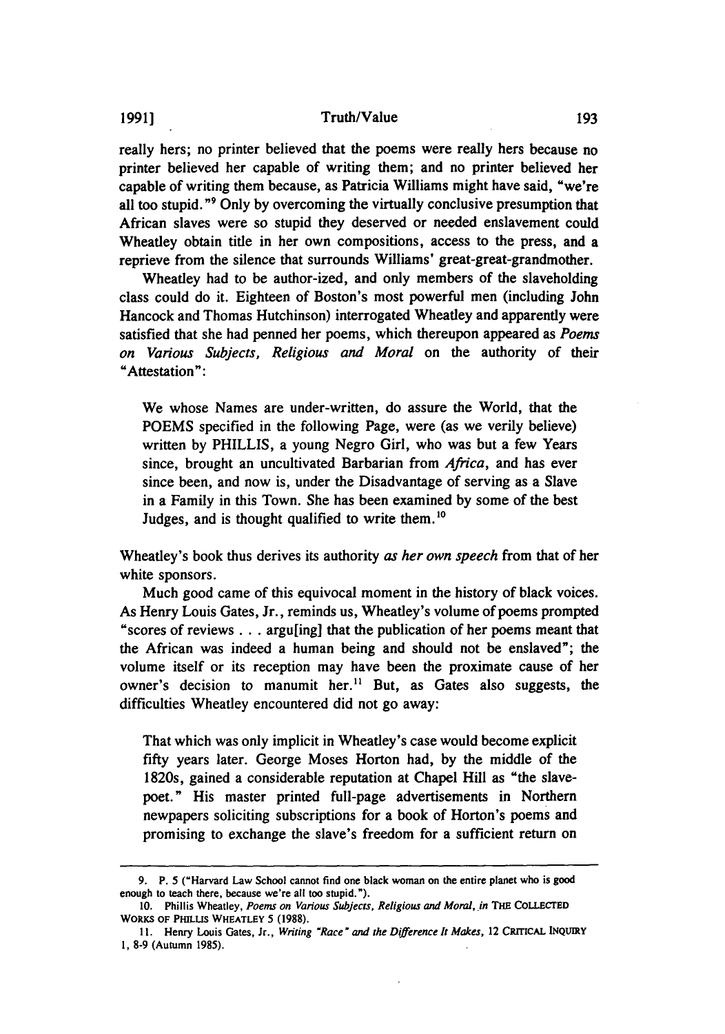really hers; no printer believed that the poems were really hers because no printer believed her capable of writing them; and no printer believed her capable of writing them because, as Patricia Williams might have said, "we're all too stupid."[9] Only by overcoming the virtually conclusive presumption that African slaves were so stupid they deserved or needed enslavement could Wheatley obtain title in her own compositions, access to the press, and a reprieve from the silence that surrounds Williams' great-great-grandmother.

Wheatley had to be author-ized, and only members of the slaveholding class could do it. Eighteen of Boston's most powerful men (including John Hancock and Thomas Hutchinson) interrogated Wheatley and apparently were satisfied that she had penned her poems, which thereupon appeared as *Poems on Various Subjects, Religious and Moral* on the authority of their "Attestation":

> We whose Names are under-written, do assure the World, that the POEMS specified in the following Page, were (as we verily believe) written by PHILLIS, a young Negro Girl, who was but a few Years since, brought an uncultivated Barbarian from *Africa*, and has ever since been, and now is, under the Disadvantage of serving as a Slave in a Family in this Town. She has been examined by some of the best Judges, and is thought qualified to write them.[10]

Wheatley's book thus derives its authority *as her own speech* from that of her white sponsors.

Much good came of this equivocal moment in the history of black voices. As Henry Louis Gates, Jr., reminds us, Wheatley's volume of poems prompted "scores of reviews . . . argu[ing] that the publication of her poems meant that the African was indeed a human being and should not be enslaved"; the volume itself or its reception may have been the proximate cause of her owner's decision to manumit her.[11] But, as Gates also suggests, the difficulties Wheatley encountered did not go away:

> That which was only implicit in Wheatley's case would become explicit fifty years later. George Moses Horton had, by the middle of the 1820s, gained a considerable reputation at Chapel Hill as "the slave-poet." His master printed full-page advertisements in Northern newspapers soliciting subscriptions for a book of Horton's poems and promising to exchange the slave's freedom for a sufficient return on

---

9. P. 5 ("Harvard Law School cannot find one black woman on the entire planet who is good enough to teach there, because we're all too stupid.").

10. Phillis Wheatley, *Poems on Various Subjects, Religious and Moral*, *in* THE COLLECTED WORKS OF PHILLIS WHEATLEY 5 (1988).

11. Henry Louis Gates, Jr., *Writing "Race" and the Difference It Makes*, 12 CRITICAL INQUIRY 1, 8-9 (Autumn 1985).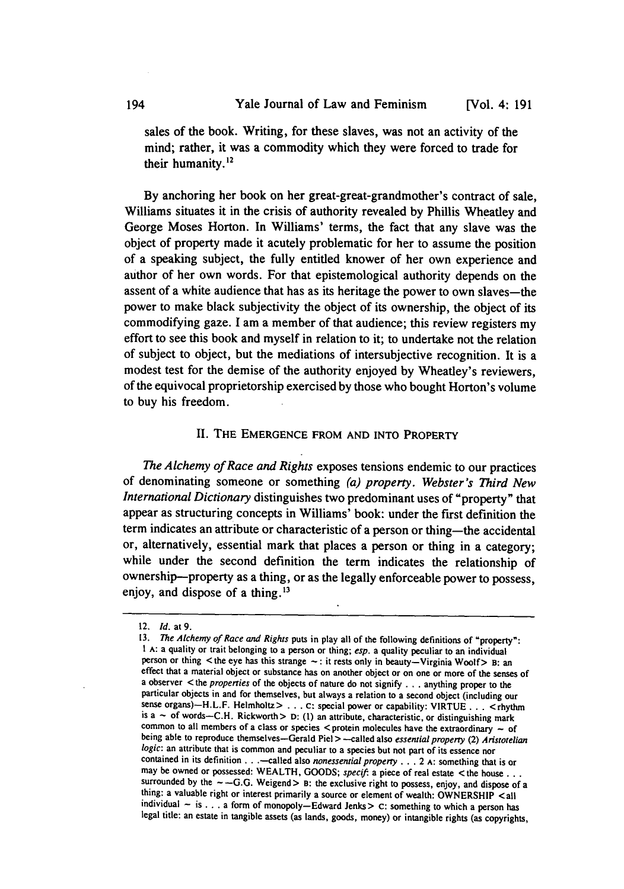sales of the book. Writing, for these slaves, was not an activity of the mind; rather, it was a commodity which they were forced to trade for their humanity.[12]

By anchoring her book on her great-great-grandmother's contract of sale, Williams situates it in the crisis of authority revealed by Phillis Wheatley and George Moses Horton. In Williams' terms, the fact that any slave was the object of property made it acutely problematic for her to assume the position of a speaking subject, the fully entitled knower of her own experience and author of her own words. For that epistemological authority depends on the assent of a white audience that has as its heritage the power to own slaves—the power to make black subjectivity the object of its ownership, the object of its commodifying gaze. I am a member of that audience; this review registers my effort to see this book and myself in relation to it; to undertake not the relation of subject to object, but the mediations of intersubjective recognition. It is a modest test for the demise of the authority enjoyed by Wheatley's reviewers, of the equivocal proprietorship exercised by those who bought Horton's volume to buy his freedom.

## II. THE EMERGENCE FROM AND INTO PROPERTY

*The Alchemy of Race and Rights* exposes tensions endemic to our practices of denominating someone or something *(a) property*. *Webster's Third New International Dictionary* distinguishes two predominant uses of "property" that appear as structuring concepts in Williams' book: under the first definition the term indicates an attribute or characteristic of a person or thing—the accidental or, alternatively, essential mark that places a person or thing in a category; while under the second definition the term indicates the relationship of ownership—property as a thing, or as the legally enforceable power to possess, enjoy, and dispose of a thing.[13]

---

12. *Id.* at 9.

13. *The Alchemy of Race and Rights* puts in play all of the following definitions of "property": 1 A: a quality or trait belonging to a person or thing; *esp.* a quality peculiar to an individual person or thing <the eye has this strange ~: it rests only in beauty—Virginia Woolf> B: an effect that a material object or substance has on another object or on one or more of the senses of a observer <the *properties* of the objects of nature do not signify . . . anything proper to the particular objects in and for themselves, but always a relation to a second object (including our sense organs)—H.L.F. Helmholtz> . . . C: special power or capability: VIRTUE . . . <rhythm is a ~ of words—C.H. Rickworth> D: (1) an attribute, characteristic, or distinguishing mark common to all members of a class or species <protein molecules have the extraordinary ~ of being able to reproduce themselves—Gerald Piel> —called also *essential property* (2) *Aristotelian logic*: an attribute that is common and peculiar to a species but not part of its essence nor contained in its definition . . .—called also *nonessential property* . . . 2 A: something that is or may be owned or possessed: WEALTH, GOODS; *specif*: a piece of real estate <the house . . . surrounded by the ~ —G.G. Weigend> B: the exclusive right to possess, enjoy, and dispose of a thing: a valuable right or interest primarily a source or element of wealth: OWNERSHIP <all individual ~ is . . . a form of monopoly—Edward Jenks> C: something to which a person has legal title: an estate in tangible assets (as lands, goods, money) or intangible rights (as copyrights,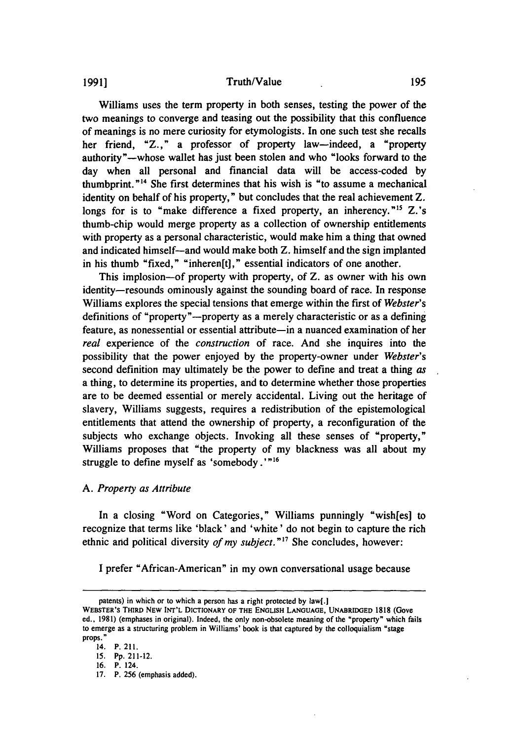Williams uses the term property in both senses, testing the power of the two meanings to converge and teasing out the possibility that this confluence of meanings is no mere curiosity for etymologists. In one such test she recalls her friend, "Z.," a professor of property law—indeed, a "property authority"—whose wallet has just been stolen and who "looks forward to the day when all personal and financial data will be access-coded by thumbprint."[14] She first determines that his wish is "to assume a mechanical identity on behalf of his property," but concludes that the real achievement Z. longs for is to "make difference a fixed property, an inherency."[15] Z.'s thumb-chip would merge property as a collection of ownership entitlements with property as a personal characteristic, would make him a thing that owned and indicated himself—and would make both Z. himself and the sign implanted in his thumb "fixed," "inheren[t]," essential indicators of one another.

This implosion—of property with property, of Z. as owner with his own identity—resounds ominously against the sounding board of race. In response Williams explores the special tensions that emerge within the first of *Webster's* definitions of "property"—property as a merely characteristic or as a defining feature, as nonessential or essential attribute—in a nuanced examination of her *real* experience of the *construction* of race. And she inquires into the possibility that the power enjoyed by the property-owner under *Webster's* second definition may ultimately be the power to define and treat a thing *as* a thing, to determine its properties, and to determine whether those properties are to be deemed essential or merely accidental. Living out the heritage of slavery, Williams suggests, requires a redistribution of the epistemological entitlements that attend the ownership of property, a reconfiguration of the subjects who exchange objects. Invoking all these senses of "property," Williams proposes that "the property of my blackness was all about my struggle to define myself as 'somebody.'"[16]

### A. *Property as Attribute*

In a closing "Word on Categories," Williams punningly "wish[es] to recognize that terms like 'black' and 'white' do not begin to capture the rich ethnic and political diversity *of my subject*."[17] She concludes, however:

I prefer "African-American" in my own conversational usage because

---

patents) in which or to which a person has a right protected by law[.]
WEBSTER'S THIRD NEW INT'L DICTIONARY OF THE ENGLISH LANGUAGE, UNABRIDGED 1818 (Gove ed., 1981) (emphases in original). Indeed, the only non-obsolete meaning of the "property" which fails to emerge as a structuring problem in Williams' book is that captured by the colloquialism "stage props."

14. P. 211.

15. Pp. 211-12.

16. P. 124.

17. P. 256 (emphasis added).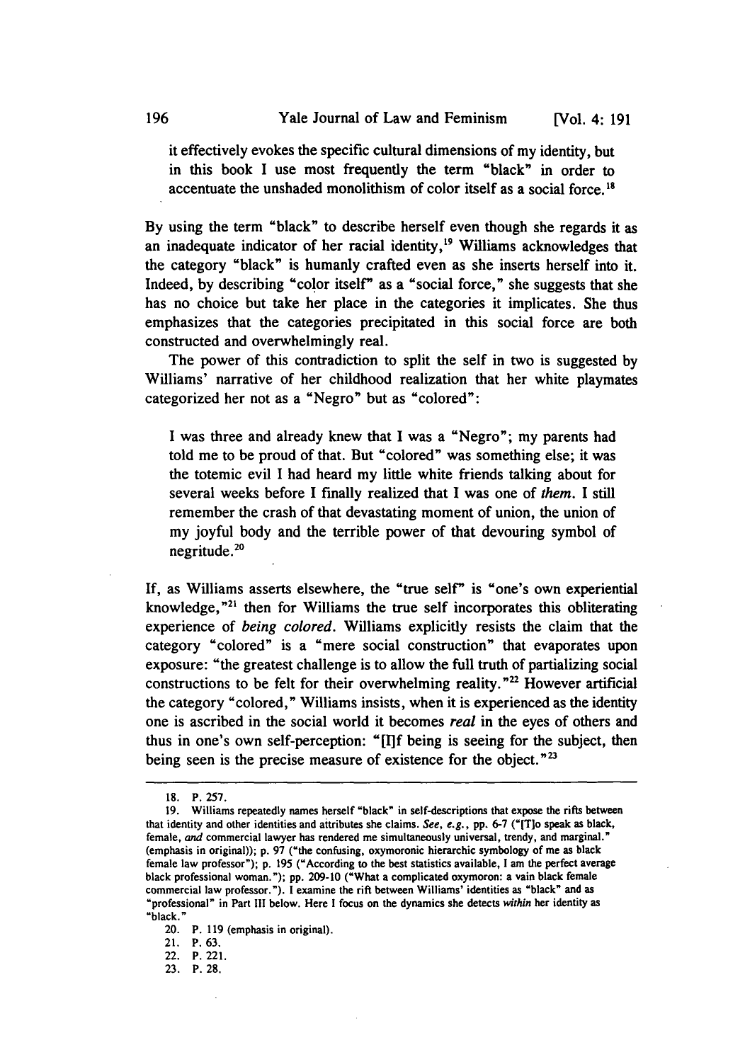> it effectively evokes the specific cultural dimensions of my identity, but in this book I use most frequently the term "black" in order to accentuate the unshaded monolithism of color itself as a social force.[18]

By using the term "black" to describe herself even though she regards it as an inadequate indicator of her racial identity,[19] Williams acknowledges that the category "black" is humanly crafted even as she inserts herself into it. Indeed, by describing "color itself" as a "social force," she suggests that she has no choice but take her place in the categories it implicates. She thus emphasizes that the categories precipitated in this social force are both constructed and overwhelmingly real.

The power of this contradiction to split the self in two is suggested by Williams' narrative of her childhood realization that her white playmates categorized her not as a "Negro" but as "colored":

> I was three and already knew that I was a "Negro"; my parents had told me to be proud of that. But "colored" was something else; it was the totemic evil I had heard my little white friends talking about for several weeks before I finally realized that I was one of *them*. I still remember the crash of that devastating moment of union, the union of my joyful body and the terrible power of that devouring symbol of negritude.[20]

If, as Williams asserts elsewhere, the "true self" is "one's own experiential knowledge,"[21] then for Williams the true self incorporates this obliterating experience of *being colored*. Williams explicitly resists the claim that the category "colored" is a "mere social construction" that evaporates upon exposure: "the greatest challenge is to allow the full truth of partializing social constructions to be felt for their overwhelming reality."[22] However artificial the category "colored," Williams insists, when it is experienced as the identity one is ascribed in the social world it becomes *real* in the eyes of others and thus in one's own self-perception: "[I]f being is seeing for the subject, then being seen is the precise measure of existence for the object."[23]

---

18. P. 257.

19. Williams repeatedly names herself "black" in self-descriptions that expose the rifts between that identity and other identities and attributes she claims. *See, e.g.*, pp. 6-7 ("[T]o speak as black, female, *and* commercial lawyer has rendered me simultaneously universal, trendy, and marginal." (emphasis in original)); p. 97 ("the confusing, oxymoronic hierarchic symbology of me as black female law professor"); p. 195 ("According to the best statistics available, I am the perfect average black professional woman."); pp. 209-10 ("What a complicated oxymoron: a vain black female commercial law professor."). I examine the rift between Williams' identities as "black" and as "professional" in Part III below. Here I focus on the dynamics she detects *within* her identity as "black."

20. P. 119 (emphasis in original).

21. P. 63.

22. P. 221.

23. P. 28.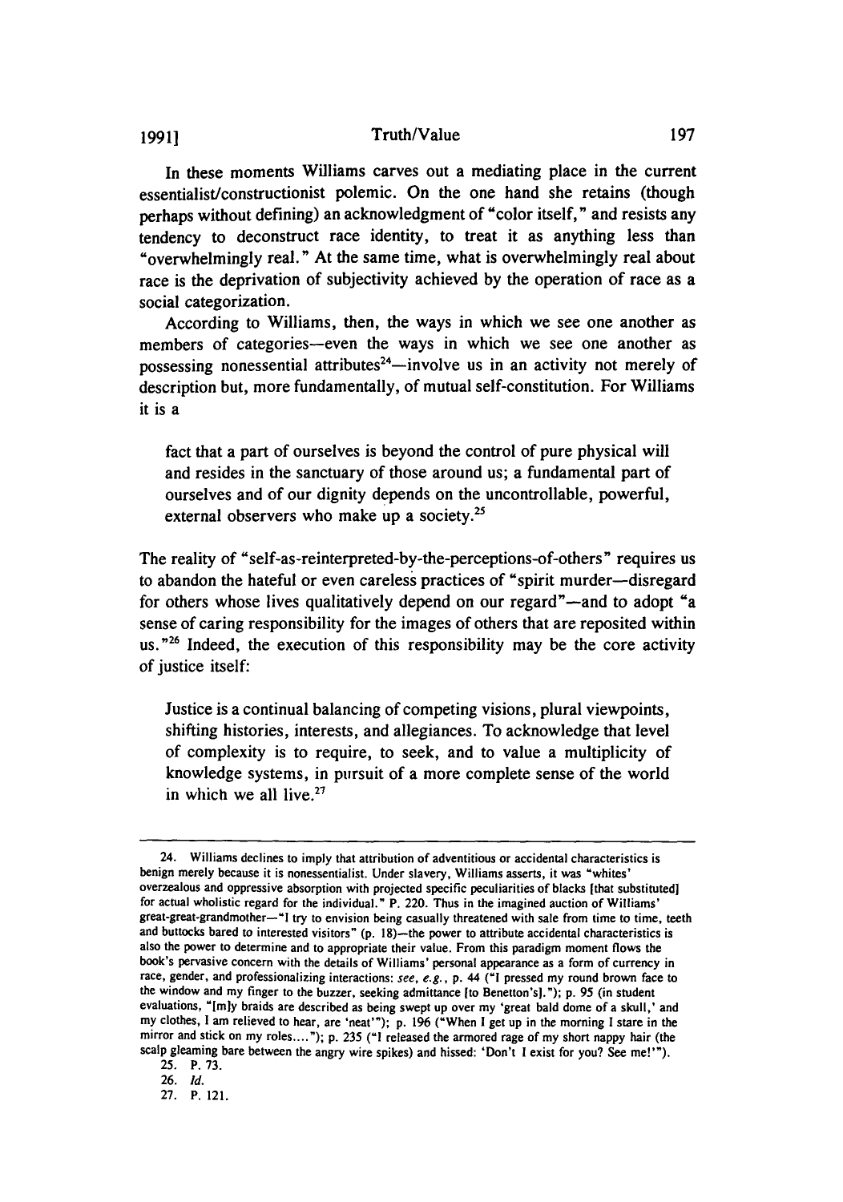In these moments Williams carves out a mediating place in the current essentialist/constructionist polemic. On the one hand she retains (though perhaps without defining) an acknowledgment of "color itself," and resists any tendency to deconstruct race identity, to treat it as anything less than "overwhelmingly real." At the same time, what is overwhelmingly real about race is the deprivation of subjectivity achieved by the operation of race as a social categorization.

According to Williams, then, the ways in which we see one another as members of categories—even the ways in which we see one another as possessing nonessential attributes[24]—involve us in an activity not merely of description but, more fundamentally, of mutual self-constitution. For Williams it is a

> fact that a part of ourselves is beyond the control of pure physical will and resides in the sanctuary of those around us; a fundamental part of ourselves and of our dignity depends on the uncontrollable, powerful, external observers who make up a society.[25]

The reality of "self-as-reinterpreted-by-the-perceptions-of-others" requires us to abandon the hateful or even careless practices of "spirit murder—disregard for others whose lives qualitatively depend on our regard"—and to adopt "a sense of caring responsibility for the images of others that are reposited within us."[26] Indeed, the execution of this responsibility may be the core activity of justice itself:

> Justice is a continual balancing of competing visions, plural viewpoints, shifting histories, interests, and allegiances. To acknowledge that level of complexity is to require, to seek, and to value a multiplicity of knowledge systems, in pursuit of a more complete sense of the world in which we all live.[27]

---

24. Williams declines to imply that attribution of adventitious or accidental characteristics is benign merely because it is nonessentialist. Under slavery, Williams asserts, it was "whites' overzealous and oppressive absorption with projected specific peculiarities of blacks [that substituted] for actual wholistic regard for the individual." P. 220. Thus in the imagined auction of Williams' great-great-grandmother—"I try to envision being casually threatened with sale from time to time, teeth and buttocks bared to interested visitors" (p. 18)—the power to attribute accidental characteristics is also the power to determine and to appropriate their value. From this paradigm moment flows the book's pervasive concern with the details of Williams' personal appearance as a form of currency in race, gender, and professionalizing interactions: *see, e.g.*, p. 44 ("I pressed my round brown face to the window and my finger to the buzzer, seeking admittance [to Benetton's]."); p. 95 (in student evaluations, "[m]y braids are described as being swept up over my 'great bald dome of a skull,' and my clothes, I am relieved to hear, are 'neat'"); p. 196 ("When I get up in the morning I stare in the mirror and stick on my roles...."); p. 235 ("I released the armored rage of my short nappy hair (the scalp gleaming bare between the angry wire spikes) and hissed: 'Don't I exist for you? See me!'").

25. P. 73.

26. *Id.*

27. P. 121.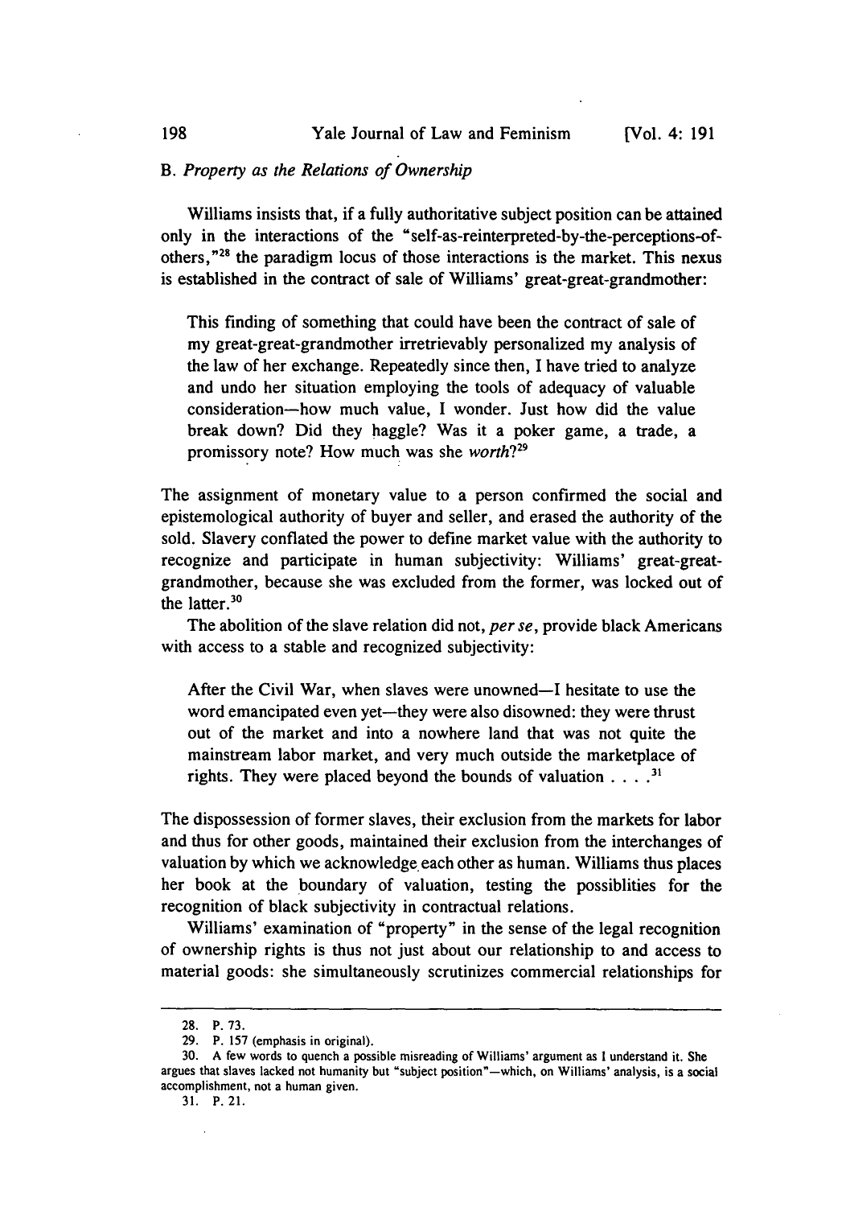### B. *Property as the Relations of Ownership*

Williams insists that, if a fully authoritative subject position can be attained only in the interactions of the "self-as-reinterpreted-by-the-perceptions-of-others,"[28] the paradigm locus of those interactions is the market. This nexus is established in the contract of sale of Williams' great-great-grandmother:

> This finding of something that could have been the contract of sale of my great-great-grandmother irretrievably personalized my analysis of the law of her exchange. Repeatedly since then, I have tried to analyze and undo her situation employing the tools of adequacy of valuable consideration—how much value, I wonder. Just how did the value break down? Did they haggle? Was it a poker game, a trade, a promissory note? How much was she *worth*?[29]

The assignment of monetary value to a person confirmed the social and epistemological authority of buyer and seller, and erased the authority of the sold. Slavery conflated the power to define market value with the authority to recognize and participate in human subjectivity: Williams' great-great-grandmother, because she was excluded from the former, was locked out of the latter.[30]

The abolition of the slave relation did not, *per se*, provide black Americans with access to a stable and recognized subjectivity:

> After the Civil War, when slaves were unowned—I hesitate to use the word emancipated even yet—they were also disowned: they were thrust out of the market and into a nowhere land that was not quite the mainstream labor market, and very much outside the marketplace of rights. They were placed beyond the bounds of valuation . . . .[31]

The dispossession of former slaves, their exclusion from the markets for labor and thus for other goods, maintained their exclusion from the interchanges of valuation by which we acknowledge each other as human. Williams thus places her book at the boundary of valuation, testing the possiblities for the recognition of black subjectivity in contractual relations.

Williams' examination of "property" in the sense of the legal recognition of ownership rights is thus not just about our relationship to and access to material goods: she simultaneously scrutinizes commercial relationships for

---

28. P. 73.

29. P. 157 (emphasis in original).

30. A few words to quench a possible misreading of Williams' argument as I understand it. She argues that slaves lacked not humanity but "subject position"—which, on Williams' analysis, is a social accomplishment, not a human given.

31. P. 21.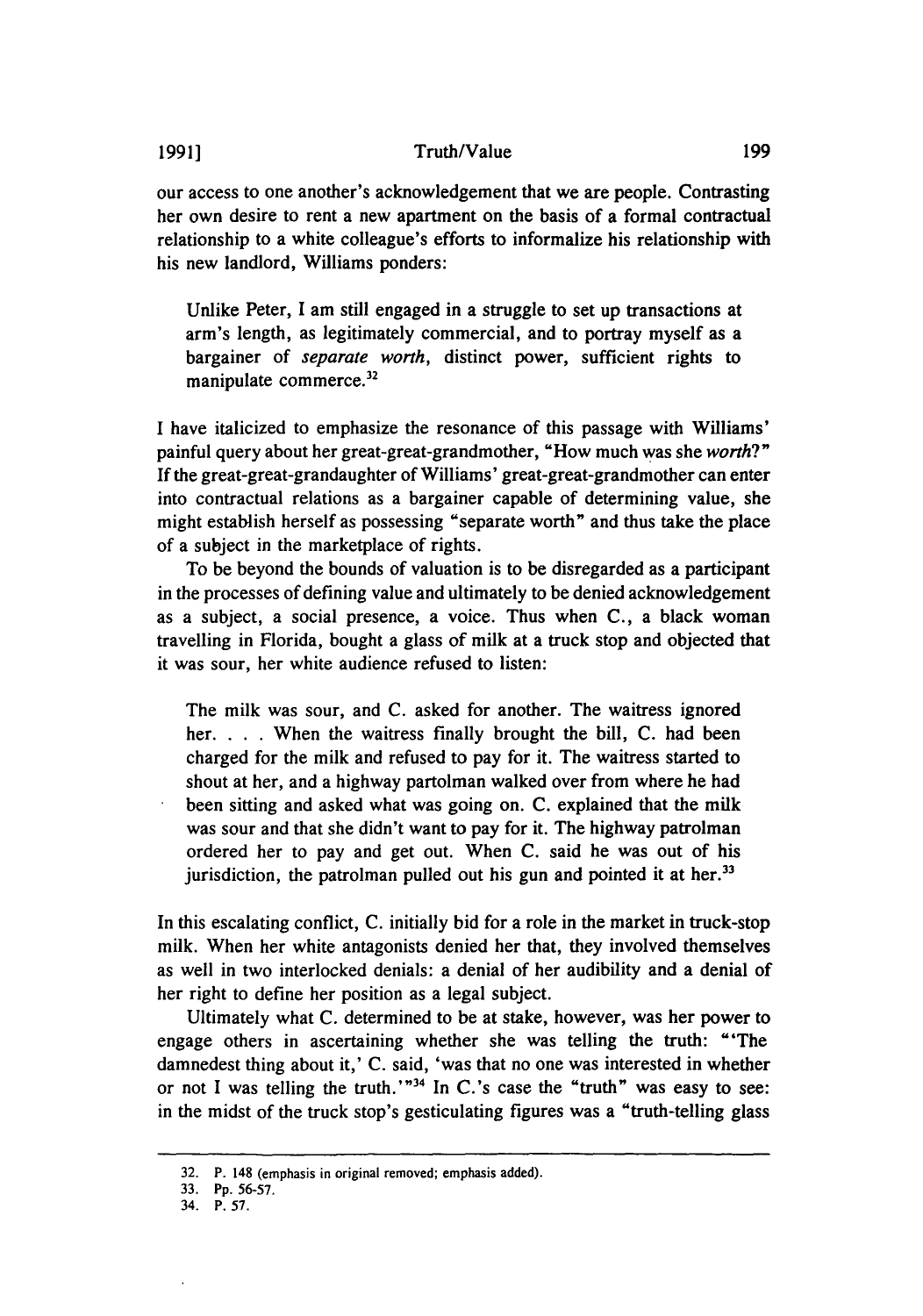our access to one another's acknowledgement that we are people. Contrasting her own desire to rent a new apartment on the basis of a formal contractual relationship to a white colleague's efforts to informalize his relationship with his new landlord, Williams ponders:

> Unlike Peter, I am still engaged in a struggle to set up transactions at arm's length, as legitimately commercial, and to portray myself as a bargainer of *separate worth*, distinct power, sufficient rights to manipulate commerce.[32]

I have italicized to emphasize the resonance of this passage with Williams' painful query about her great-great-grandmother, "How much was she *worth*?" If the great-great-grandaughter of Williams' great-great-grandmother can enter into contractual relations as a bargainer capable of determining value, she might establish herself as possessing "separate worth" and thus take the place of a subject in the marketplace of rights.

To be beyond the bounds of valuation is to be disregarded as a participant in the processes of defining value and ultimately to be denied acknowledgement as a subject, a social presence, a voice. Thus when C., a black woman travelling in Florida, bought a glass of milk at a truck stop and objected that it was sour, her white audience refused to listen:

> The milk was sour, and C. asked for another. The waitress ignored her. . . . When the waitress finally brought the bill, C. had been charged for the milk and refused to pay for it. The waitress started to shout at her, and a highway partolman walked over from where he had been sitting and asked what was going on. C. explained that the milk was sour and that she didn't want to pay for it. The highway patrolman ordered her to pay and get out. When C. said he was out of his jurisdiction, the patrolman pulled out his gun and pointed it at her.[33]

In this escalating conflict, C. initially bid for a role in the market in truck-stop milk. When her white antagonists denied her that, they involved themselves as well in two interlocked denials: a denial of her audibility and a denial of her right to define her position as a legal subject.

Ultimately what C. determined to be at stake, however, was her power to engage others in ascertaining whether she was telling the truth: "'The damnedest thing about it,' C. said, 'was that no one was interested in whether or not I was telling the truth.'"[34] In C.'s case the "truth" was easy to see: in the midst of the truck stop's gesticulating figures was a "truth-telling glass

---

32. P. 148 (emphasis in original removed; emphasis added).

33. Pp. 56-57.

34. P. 57.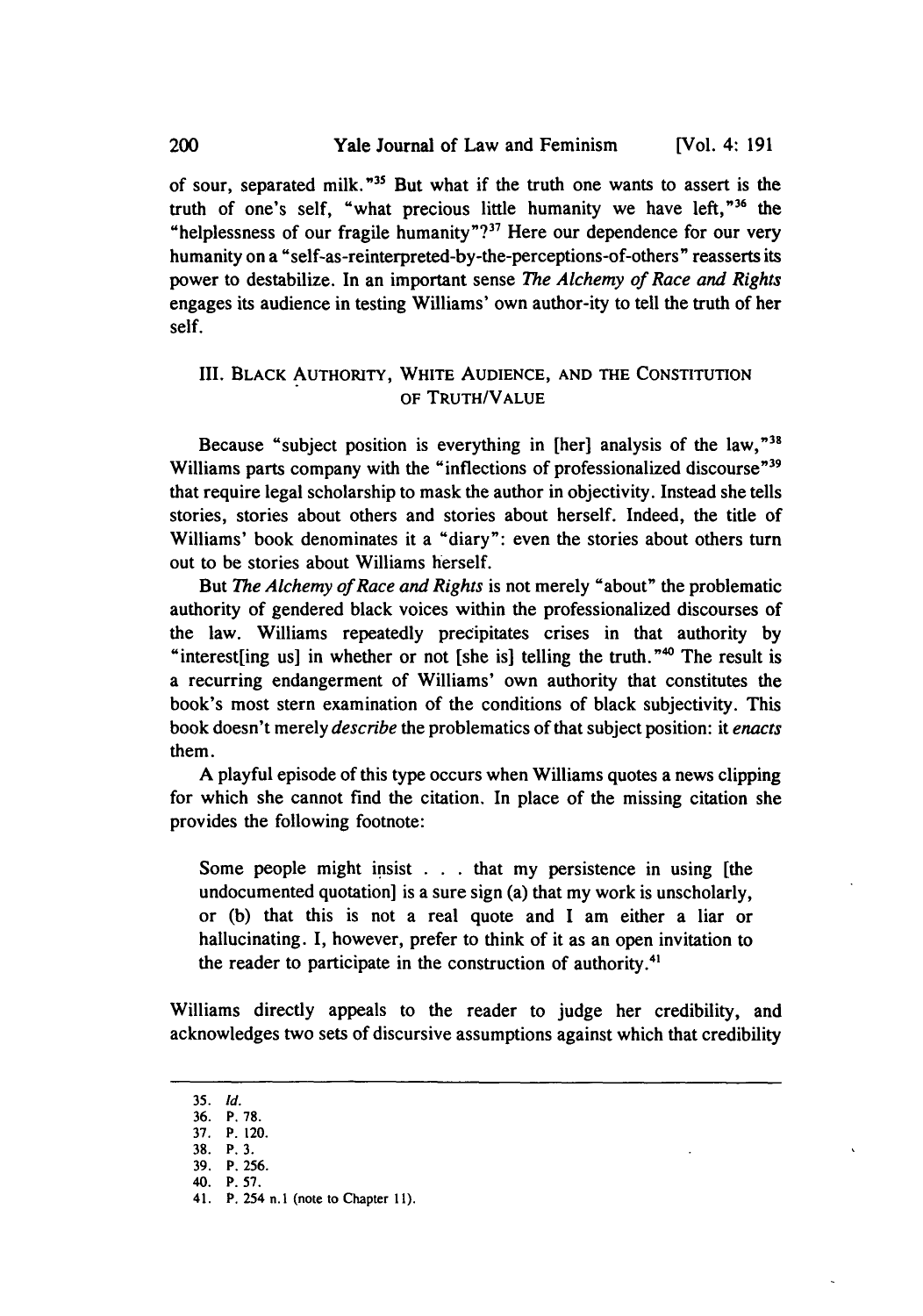of sour, separated milk."[35] But what if the truth one wants to assert is the truth of one's self, "what precious little humanity we have left,"[36] the "helplessness of our fragile humanity"?[37] Here our dependence for our very humanity on a "self-as-reinterpreted-by-the-perceptions-of-others" reasserts its power to destabilize. In an important sense *The Alchemy of Race and Rights* engages its audience in testing Williams' own author-ity to tell the truth of her self.

## III. BLACK AUTHORITY, WHITE AUDIENCE, AND THE CONSTITUTION OF TRUTH/VALUE

Because "subject position is everything in [her] analysis of the law,"[38] Williams parts company with the "inflections of professionalized discourse"[39] that require legal scholarship to mask the author in objectivity. Instead she tells stories, stories about others and stories about herself. Indeed, the title of Williams' book denominates it a "diary": even the stories about others turn out to be stories about Williams herself.

But *The Alchemy of Race and Rights* is not merely "about" the problematic authority of gendered black voices within the professionalized discourses of the law. Williams repeatedly precipitates crises in that authority by "interest[ing us] in whether or not [she is] telling the truth."[40] The result is a recurring endangerment of Williams' own authority that constitutes the book's most stern examination of the conditions of black subjectivity. This book doesn't merely *describe* the problematics of that subject position: it *enacts* them.

A playful episode of this type occurs when Williams quotes a news clipping for which she cannot find the citation. In place of the missing citation she provides the following footnote:

> Some people might insist . . . that my persistence in using [the undocumented quotation] is a sure sign (a) that my work is unscholarly, or (b) that this is not a real quote and I am either a liar or hallucinating. I, however, prefer to think of it as an open invitation to the reader to participate in the construction of authority.[41]

Williams directly appeals to the reader to judge her credibility, and acknowledges two sets of discursive assumptions against which that credibility

---

35. *Id.*
36. P. 78.
37. P. 120.
38. P. 3.
39. P. 256.
40. P. 57.
41. P. 254 n.1 (note to Chapter 11).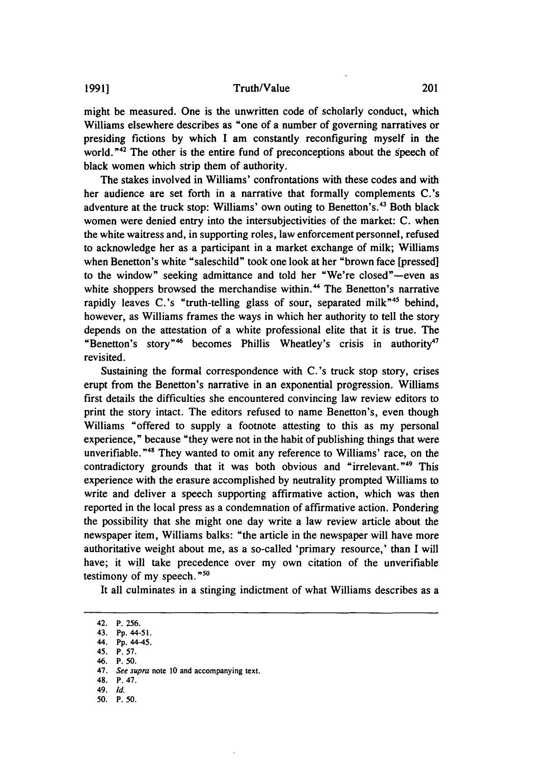might be measured. One is the unwritten code of scholarly conduct, which Williams elsewhere describes as "one of a number of governing narratives or presiding fictions by which I am constantly reconfiguring myself in the world."[42] The other is the entire fund of preconceptions about the speech of black women which strip them of authority.

The stakes involved in Williams' confrontations with these codes and with her audience are set forth in a narrative that formally complements C.'s adventure at the truck stop: Williams' own outing to Benetton's.[43] Both black women were denied entry into the intersubjectivities of the market: C. when the white waitress and, in supporting roles, law enforcement personnel, refused to acknowledge her as a participant in a market exchange of milk; Williams when Benetton's white "saleschild" took one look at her "brown face [pressed] to the window" seeking admittance and told her "We're closed"—even as white shoppers browsed the merchandise within.[44] The Benetton's narrative rapidly leaves C.'s "truth-telling glass of sour, separated milk"[45] behind, however, as Williams frames the ways in which her authority to tell the story depends on the attestation of a white professional elite that it is true. The "Benetton's story"[46] becomes Phillis Wheatley's crisis in authority[47] revisited.

Sustaining the formal correspondence with C.'s truck stop story, crises erupt from the Benetton's narrative in an exponential progression. Williams first details the difficulties she encountered convincing law review editors to print the story intact. The editors refused to name Benetton's, even though Williams "offered to supply a footnote attesting to this as my personal experience," because "they were not in the habit of publishing things that were unverifiable."[48] They wanted to omit any reference to Williams' race, on the contradictory grounds that it was both obvious and "irrelevant."[49] This experience with the erasure accomplished by neutrality prompted Williams to write and deliver a speech supporting affirmative action, which was then reported in the local press as a condemnation of affirmative action. Pondering the possibility that she might one day write a law review article about the newspaper item, Williams balks: "the article in the newspaper will have more authoritative weight about me, as a so-called 'primary resource,' than I will have; it will take precedence over my own citation of the unverifiable testimony of my speech."[50]

It all culminates in a stinging indictment of what Williams describes as a

---

42. P. 256.
43. Pp. 44-51.
44. Pp. 44-45.
45. P. 57.
46. P. 50.
47. *See supra* note 10 and accompanying text.
48. P. 47.
49. *Id.*
50. P. 50.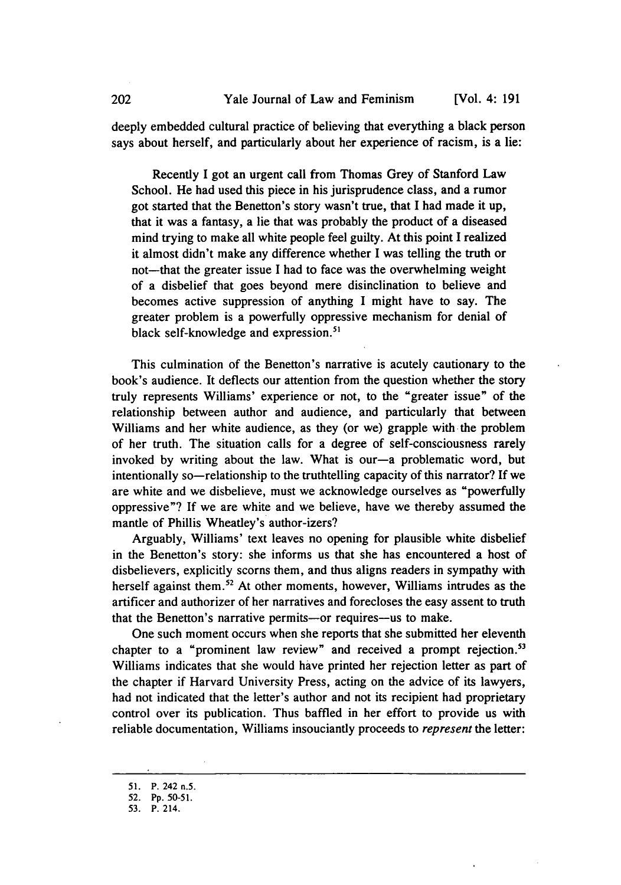deeply embedded cultural practice of believing that everything a black person says about herself, and particularly about her experience of racism, is a lie:

> Recently I got an urgent call from Thomas Grey of Stanford Law School. He had used this piece in his jurisprudence class, and a rumor got started that the Benetton's story wasn't true, that I had made it up, that it was a fantasy, a lie that was probably the product of a diseased mind trying to make all white people feel guilty. At this point I realized it almost didn't make any difference whether I was telling the truth or not—that the greater issue I had to face was the overwhelming weight of a disbelief that goes beyond mere disinclination to believe and becomes active suppression of anything I might have to say. The greater problem is a powerfully oppressive mechanism for denial of black self-knowledge and expression.[51]

This culmination of the Benetton's narrative is acutely cautionary to the book's audience. It deflects our attention from the question whether the story truly represents Williams' experience or not, to the "greater issue" of the relationship between author and audience, and particularly that between Williams and her white audience, as they (or we) grapple with the problem of her truth. The situation calls for a degree of self-consciousness rarely invoked by writing about the law. What is our—a problematic word, but intentionally so—relationship to the truthtelling capacity of this narrator? If we are white and we disbelieve, must we acknowledge ourselves as "powerfully oppressive"? If we are white and we believe, have we thereby assumed the mantle of Phillis Wheatley's author-izers?

Arguably, Williams' text leaves no opening for plausible white disbelief in the Benetton's story: she informs us that she has encountered a host of disbelievers, explicitly scorns them, and thus aligns readers in sympathy with herself against them.[52] At other moments, however, Williams intrudes as the artificer and authorizer of her narratives and forecloses the easy assent to truth that the Benetton's narrative permits—or requires—us to make.

One such moment occurs when she reports that she submitted her eleventh chapter to a "prominent law review" and received a prompt rejection.[53] Williams indicates that she would have printed her rejection letter as part of the chapter if Harvard University Press, acting on the advice of its lawyers, had not indicated that the letter's author and not its recipient had proprietary control over its publication. Thus baffled in her effort to provide us with reliable documentation, Williams insouciantly proceeds to *represent* the letter:

---

51. P. 242 n.5.
52. Pp. 50-51.
53. P. 214.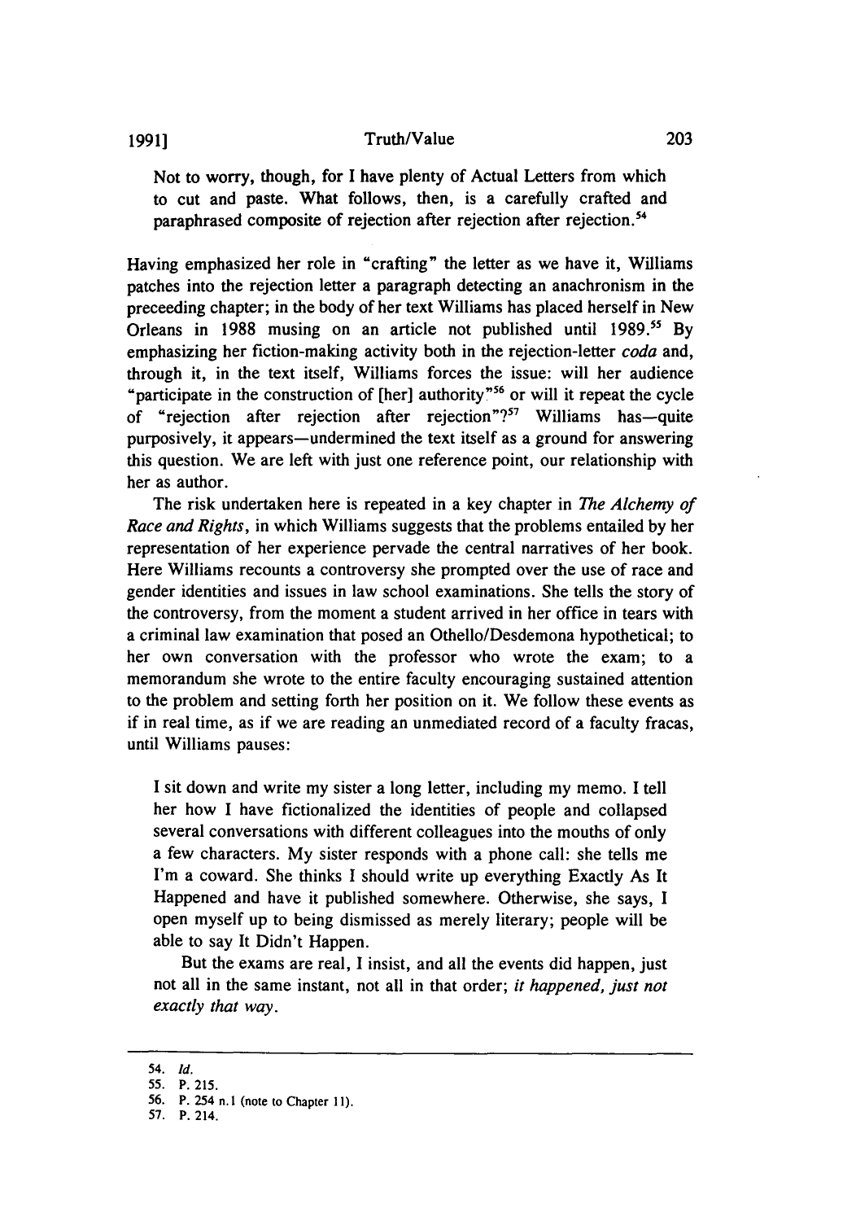> Not to worry, though, for I have plenty of Actual Letters from which to cut and paste. What follows, then, is a carefully crafted and paraphrased composite of rejection after rejection after rejection.[54]

Having emphasized her role in "crafting" the letter as we have it, Williams patches into the rejection letter a paragraph detecting an anachronism in the preceeding chapter; in the body of her text Williams has placed herself in New Orleans in 1988 musing on an article not published until 1989.[55] By emphasizing her fiction-making activity both in the rejection-letter *coda* and, through it, in the text itself, Williams forces the issue: will her audience "participate in the construction of [her] authority"[56] or will it repeat the cycle of "rejection after rejection after rejection"?[57] Williams has—quite purposively, it appears—undermined the text itself as a ground for answering this question. We are left with just one reference point, our relationship with her as author.

The risk undertaken here is repeated in a key chapter in *The Alchemy of Race and Rights*, in which Williams suggests that the problems entailed by her representation of her experience pervade the central narratives of her book. Here Williams recounts a controversy she prompted over the use of race and gender identities and issues in law school examinations. She tells the story of the controversy, from the moment a student arrived in her office in tears with a criminal law examination that posed an Othello/Desdemona hypothetical; to her own conversation with the professor who wrote the exam; to a memorandum she wrote to the entire faculty encouraging sustained attention to the problem and setting forth her position on it. We follow these events as if in real time, as if we are reading an unmediated record of a faculty fracas, until Williams pauses:

> I sit down and write my sister a long letter, including my memo. I tell her how I have fictionalized the identities of people and collapsed several conversations with different colleagues into the mouths of only a few characters. My sister responds with a phone call: she tells me I'm a coward. She thinks I should write up everything Exactly As It Happened and have it published somewhere. Otherwise, she says, I open myself up to being dismissed as merely literary; people will be able to say It Didn't Happen.
>
> But the exams are real, I insist, and all the events did happen, just not all in the same instant, not all in that order; *it happened, just not exactly that way*.

---

54. *Id.*
55. P. 215.
56. P. 254 n.1 (note to Chapter 11).
57. P. 214.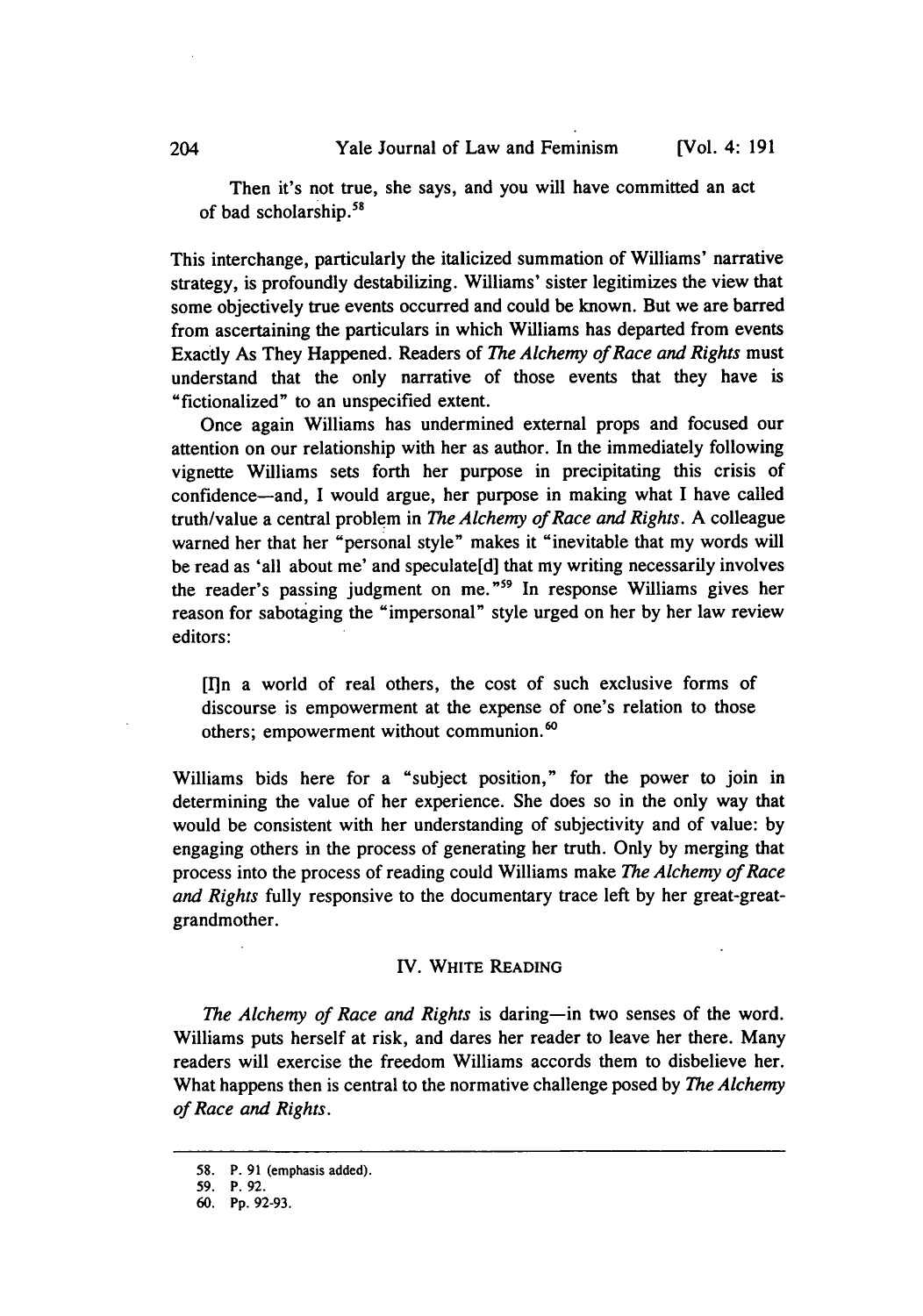Then it's not true, she says, and you will have committed an act of bad scholarship.[58]

This interchange, particularly the italicized summation of Williams' narrative strategy, is profoundly destabilizing. Williams' sister legitimizes the view that some objectively true events occurred and could be known. But we are barred from ascertaining the particulars in which Williams has departed from events Exactly As They Happened. Readers of *The Alchemy of Race and Rights* must understand that the only narrative of those events that they have is "fictionalized" to an unspecified extent.

Once again Williams has undermined external props and focused our attention on our relationship with her as author. In the immediately following vignette Williams sets forth her purpose in precipitating this crisis of confidence—and, I would argue, her purpose in making what I have called truth/value a central problem in *The Alchemy of Race and Rights*. A colleague warned her that her "personal style" makes it "inevitable that my words will be read as 'all about me' and speculate[d] that my writing necessarily involves the reader's passing judgment on me."[59] In response Williams gives her reason for sabotaging the "impersonal" style urged on her by her law review editors:

> [I]n a world of real others, the cost of such exclusive forms of discourse is empowerment at the expense of one's relation to those others; empowerment without communion.[60]

Williams bids here for a "subject position," for the power to join in determining the value of her experience. She does so in the only way that would be consistent with her understanding of subjectivity and of value: by engaging others in the process of generating her truth. Only by merging that process into the process of reading could Williams make *The Alchemy of Race and Rights* fully responsive to the documentary trace left by her great-great-grandmother.

## IV. WHITE READING

*The Alchemy of Race and Rights* is daring—in two senses of the word. Williams puts herself at risk, and dares her reader to leave her there. Many readers will exercise the freedom Williams accords them to disbelieve her. What happens then is central to the normative challenge posed by *The Alchemy of Race and Rights*.

---

58. P. 91 (emphasis added).

59. P. 92.

60. Pp. 92-93.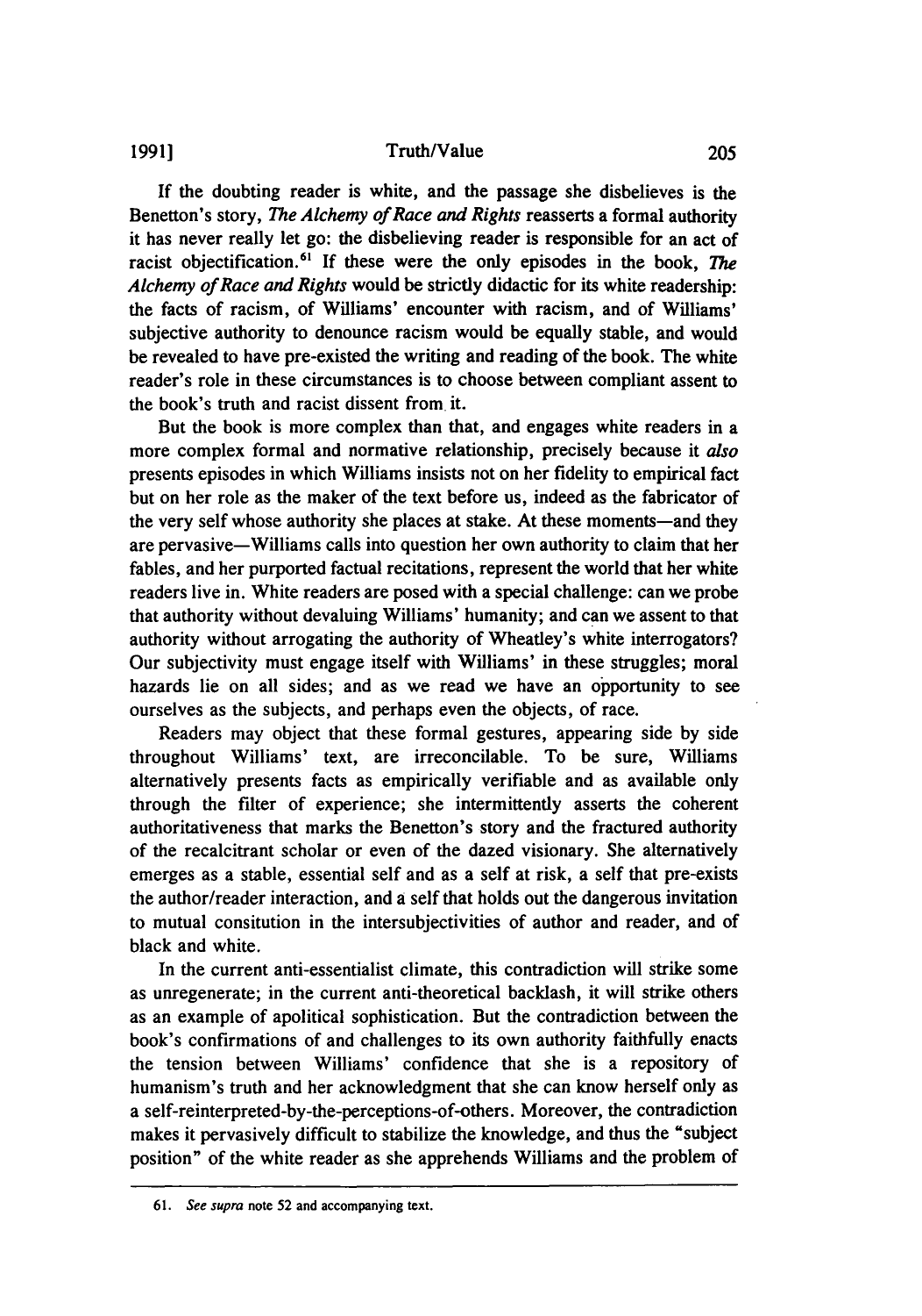If the doubting reader is white, and the passage she disbelieves is the Benetton's story, *The Alchemy of Race and Rights* reasserts a formal authority it has never really let go: the disbelieving reader is responsible for an act of racist objectification.[61] If these were the only episodes in the book, *The Alchemy of Race and Rights* would be strictly didactic for its white readership: the facts of racism, of Williams' encounter with racism, and of Williams' subjective authority to denounce racism would be equally stable, and would be revealed to have pre-existed the writing and reading of the book. The white reader's role in these circumstances is to choose between compliant assent to the book's truth and racist dissent from it.

But the book is more complex than that, and engages white readers in a more complex formal and normative relationship, precisely because it *also* presents episodes in which Williams insists not on her fidelity to empirical fact but on her role as the maker of the text before us, indeed as the fabricator of the very self whose authority she places at stake. At these moments—and they are pervasive—Williams calls into question her own authority to claim that her fables, and her purported factual recitations, represent the world that her white readers live in. White readers are posed with a special challenge: can we probe that authority without devaluing Williams' humanity; and can we assent to that authority without arrogating the authority of Wheatley's white interrogators? Our subjectivity must engage itself with Williams' in these struggles; moral hazards lie on all sides; and as we read we have an opportunity to see ourselves as the subjects, and perhaps even the objects, of race.

Readers may object that these formal gestures, appearing side by side throughout Williams' text, are irreconcilable. To be sure, Williams alternatively presents facts as empirically verifiable and as available only through the filter of experience; she intermittently asserts the coherent authoritativeness that marks the Benetton's story and the fractured authority of the recalcitrant scholar or even of the dazed visionary. She alternatively emerges as a stable, essential self and as a self at risk, a self that pre-exists the author/reader interaction, and a self that holds out the dangerous invitation to mutual consitution in the intersubjectivities of author and reader, and of black and white.

In the current anti-essentialist climate, this contradiction will strike some as unregenerate; in the current anti-theoretical backlash, it will strike others as an example of apolitical sophistication. But the contradiction between the book's confirmations of and challenges to its own authority faithfully enacts the tension between Williams' confidence that she is a repository of humanism's truth and her acknowledgment that she can know herself only as a self-reinterpreted-by-the-perceptions-of-others. Moreover, the contradiction makes it pervasively difficult to stabilize the knowledge, and thus the "subject position" of the white reader as she apprehends Williams and the problem of

61. *See supra* note 52 and accompanying text.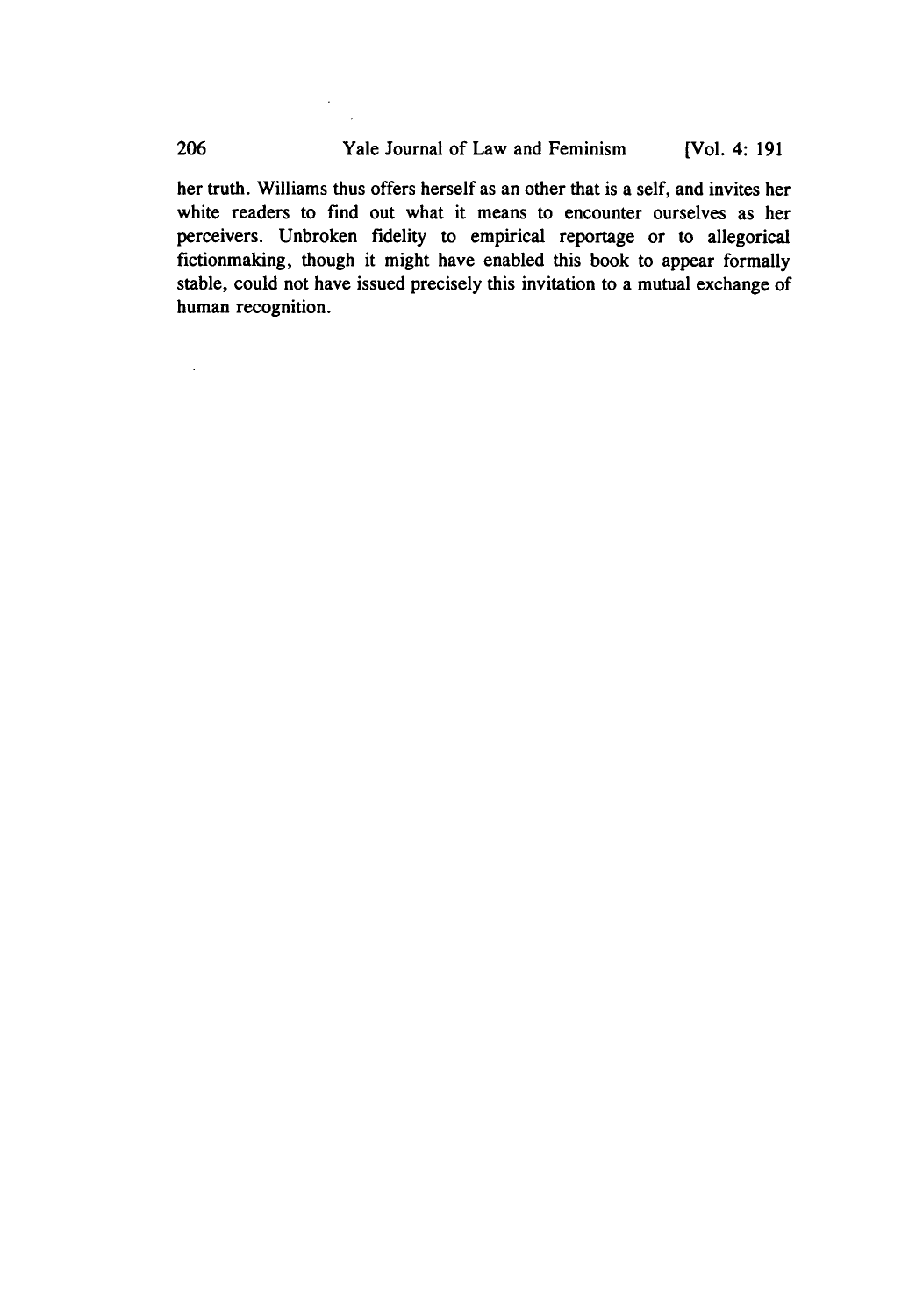her truth. Williams thus offers herself as an other that is a self, and invites her white readers to find out what it means to encounter ourselves as her perceivers. Unbroken fidelity to empirical reportage or to allegorical fictionmaking, though it might have enabled this book to appear formally stable, could not have issued precisely this invitation to a mutual exchange of human recognition.